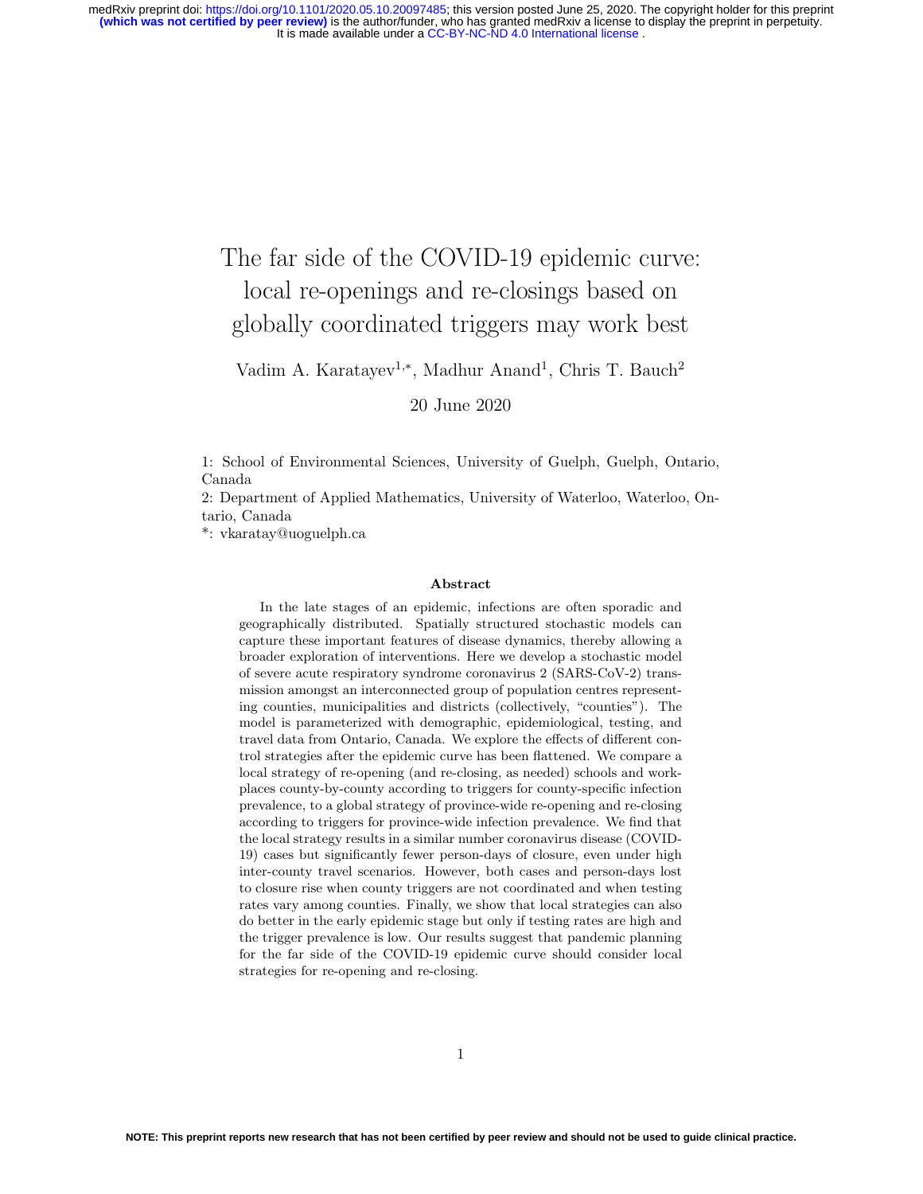# The far side of the COVID-19 epidemic curve: local re-openings and re-closings based on globally coordinated triggers may work best

Vadim A. Karatayev[1,*], Madhur Anand[1], Chris T. Bauch[2]

20 June 2020

1: School of Environmental Sciences, University of Guelph, Guelph, Ontario, Canada

2: Department of Applied Mathematics, University of Waterloo, Waterloo, Ontario, Canada

*: vkaratay@uoguelph.ca

## Abstract

In the late stages of an epidemic, infections are often sporadic and geographically distributed. Spatially structured stochastic models can capture these important features of disease dynamics, thereby allowing a broader exploration of interventions. Here we develop a stochastic model of severe acute respiratory syndrome coronavirus 2 (SARS-CoV-2) transmission amongst an interconnected group of population centres representing counties, municipalities and districts (collectively, "counties"). The model is parameterized with demographic, epidemiological, testing, and travel data from Ontario, Canada. We explore the effects of different control strategies after the epidemic curve has been flattened. We compare a local strategy of re-opening (and re-closing, as needed) schools and workplaces county-by-county according to triggers for county-specific infection prevalence, to a global strategy of province-wide re-opening and re-closing according to triggers for province-wide infection prevalence. We find that the local strategy results in a similar number coronavirus disease (COVID-19) cases but significantly fewer person-days of closure, even under high inter-county travel scenarios. However, both cases and person-days lost to closure rise when county triggers are not coordinated and when testing rates vary among counties. Finally, we show that local strategies can also do better in the early epidemic stage but only if testing rates are high and the trigger prevalence is low. Our results suggest that pandemic planning for the far side of the COVID-19 epidemic curve should consider local strategies for re-opening and re-closing.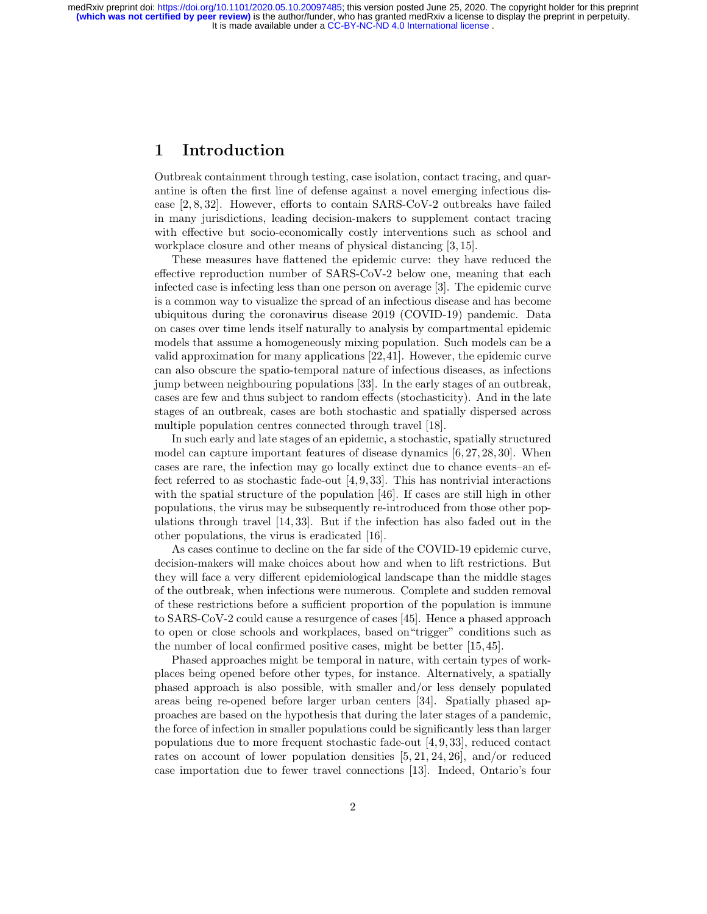# 1 Introduction

Outbreak containment through testing, case isolation, contact tracing, and quarantine is often the first line of defense against a novel emerging infectious disease [2, 8, 32]. However, efforts to contain SARS-CoV-2 outbreaks have failed in many jurisdictions, leading decision-makers to supplement contact tracing with effective but socio-economically costly interventions such as school and workplace closure and other means of physical distancing [3, 15].

These measures have flattened the epidemic curve: they have reduced the effective reproduction number of SARS-CoV-2 below one, meaning that each infected case is infecting less than one person on average [3]. The epidemic curve is a common way to visualize the spread of an infectious disease and has become ubiquitous during the coronavirus disease 2019 (COVID-19) pandemic. Data on cases over time lends itself naturally to analysis by compartmental epidemic models that assume a homogeneously mixing population. Such models can be a valid approximation for many applications [22, 41]. However, the epidemic curve can also obscure the spatio-temporal nature of infectious diseases, as infections jump between neighbouring populations [33]. In the early stages of an outbreak, cases are few and thus subject to random effects (stochasticity). And in the late stages of an outbreak, cases are both stochastic and spatially dispersed across multiple population centres connected through travel [18].

In such early and late stages of an epidemic, a stochastic, spatially structured model can capture important features of disease dynamics [6, 27, 28, 30]. When cases are rare, the infection may go locally extinct due to chance events–an effect referred to as stochastic fade-out [4, 9, 33]. This has nontrivial interactions with the spatial structure of the population [46]. If cases are still high in other populations, the virus may be subsequently re-introduced from those other populations through travel [14, 33]. But if the infection has also faded out in the other populations, the virus is eradicated [16].

As cases continue to decline on the far side of the COVID-19 epidemic curve, decision-makers will make choices about how and when to lift restrictions. But they will face a very different epidemiological landscape than the middle stages of the outbreak, when infections were numerous. Complete and sudden removal of these restrictions before a sufficient proportion of the population is immune to SARS-CoV-2 could cause a resurgence of cases [45]. Hence a phased approach to open or close schools and workplaces, based on"trigger" conditions such as the number of local confirmed positive cases, might be better [15, 45].

Phased approaches might be temporal in nature, with certain types of workplaces being opened before other types, for instance. Alternatively, a spatially phased approach is also possible, with smaller and/or less densely populated areas being re-opened before larger urban centers [34]. Spatially phased approaches are based on the hypothesis that during the later stages of a pandemic, the force of infection in smaller populations could be significantly less than larger populations due to more frequent stochastic fade-out [4, 9, 33], reduced contact rates on account of lower population densities [5, 21, 24, 26], and/or reduced case importation due to fewer travel connections [13]. Indeed, Ontario's four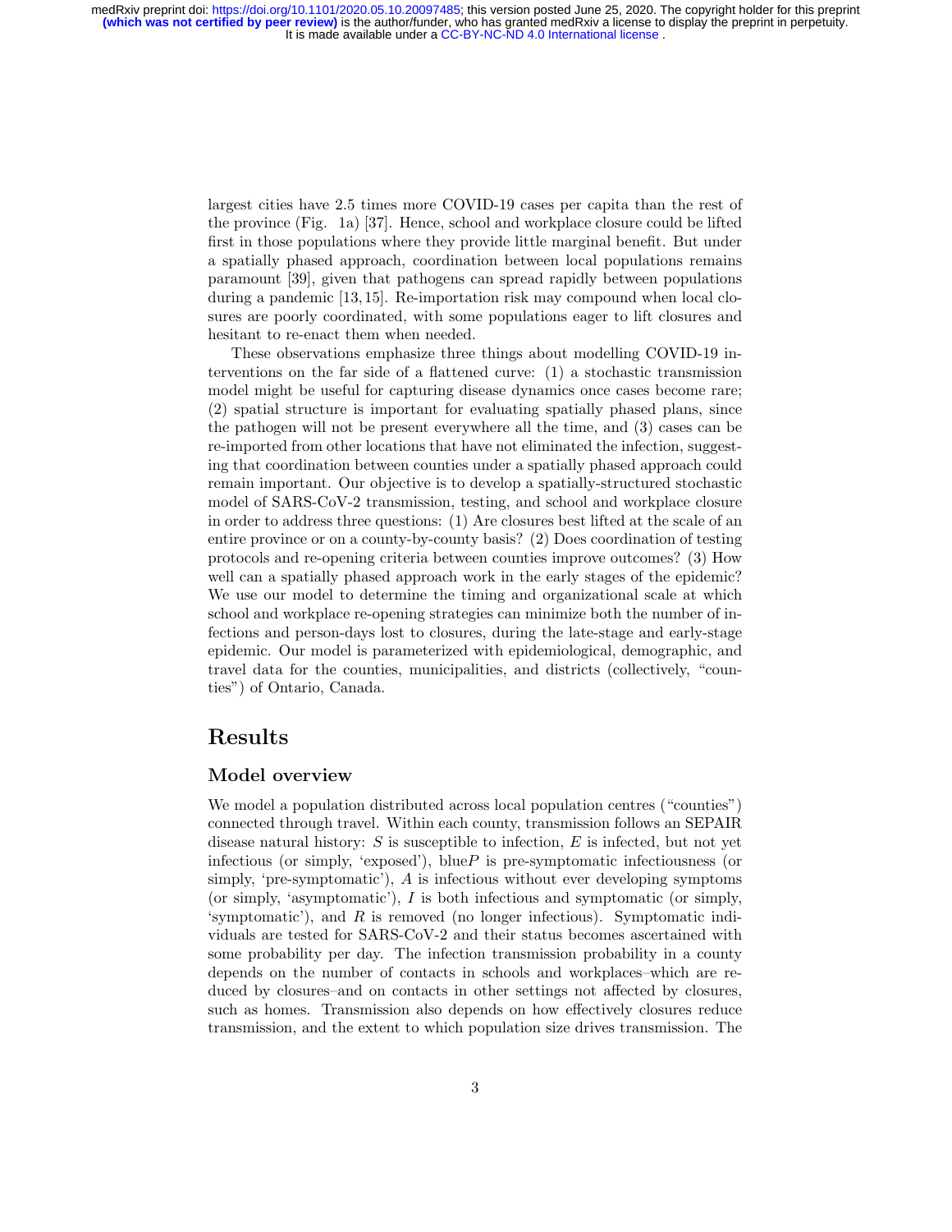largest cities have 2.5 times more COVID-19 cases per capita than the rest of the province (Fig. 1a) [37]. Hence, school and workplace closure could be lifted first in those populations where they provide little marginal benefit. But under a spatially phased approach, coordination between local populations remains paramount [39], given that pathogens can spread rapidly between populations during a pandemic [13, 15]. Re-importation risk may compound when local closures are poorly coordinated, with some populations eager to lift closures and hesitant to re-enact them when needed.

These observations emphasize three things about modelling COVID-19 interventions on the far side of a flattened curve: (1) a stochastic transmission model might be useful for capturing disease dynamics once cases become rare; (2) spatial structure is important for evaluating spatially phased plans, since the pathogen will not be present everywhere all the time, and (3) cases can be re-imported from other locations that have not eliminated the infection, suggesting that coordination between counties under a spatially phased approach could remain important. Our objective is to develop a spatially-structured stochastic model of SARS-CoV-2 transmission, testing, and school and workplace closure in order to address three questions: (1) Are closures best lifted at the scale of an entire province or on a county-by-county basis? (2) Does coordination of testing protocols and re-opening criteria between counties improve outcomes? (3) How well can a spatially phased approach work in the early stages of the epidemic? We use our model to determine the timing and organizational scale at which school and workplace re-opening strategies can minimize both the number of infections and person-days lost to closures, during the late-stage and early-stage epidemic. Our model is parameterized with epidemiological, demographic, and travel data for the counties, municipalities, and districts (collectively, "counties") of Ontario, Canada.

## Results

### Model overview

We model a population distributed across local population centres ("counties") connected through travel. Within each county, transmission follows an SEPAIR disease natural history: $S$ is susceptible to infection, $E$ is infected, but not yet infectious (or simply, 'exposed'), blue$P$ is pre-symptomatic infectiousness (or simply, 'pre-symptomatic'), $A$ is infectious without ever developing symptoms (or simply, 'asymptomatic'), $I$ is both infectious and symptomatic (or simply, 'symptomatic'), and $R$ is removed (no longer infectious). Symptomatic individuals are tested for SARS-CoV-2 and their status becomes ascertained with some probability per day. The infection transmission probability in a county depends on the number of contacts in schools and workplaces–which are reduced by closures–and on contacts in other settings not affected by closures, such as homes. Transmission also depends on how effectively closures reduce transmission, and the extent to which population size drives transmission. The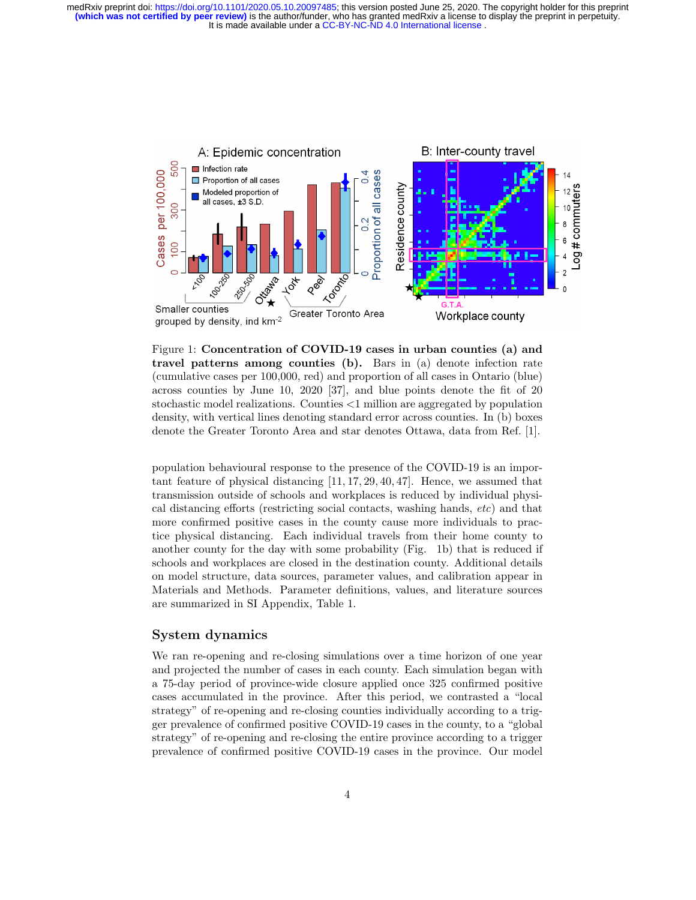Figure 1: **Concentration of COVID-19 cases in urban counties (a) and travel patterns among counties (b).** Bars in (a) denote infection rate (cumulative cases per 100,000, red) and proportion of all cases in Ontario (blue) across counties by June 10, 2020 [37], and blue points denote the fit of 20 stochastic model realizations. Counties <1 million are aggregated by population density, with vertical lines denoting standard error across counties. In (b) boxes denote the Greater Toronto Area and star denotes Ottawa, data from Ref. [1].

population behavioural response to the presence of the COVID-19 is an important feature of physical distancing [11, 17, 29, 40, 47]. Hence, we assumed that transmission outside of schools and workplaces is reduced by individual physical distancing efforts (restricting social contacts, washing hands, *etc*) and that more confirmed positive cases in the county cause more individuals to practice physical distancing. Each individual travels from their home county to another county for the day with some probability (Fig. 1b) that is reduced if schools and workplaces are closed in the destination county. Additional details on model structure, data sources, parameter values, and calibration appear in Materials and Methods. Parameter definitions, values, and literature sources are summarized in SI Appendix, Table 1.

## System dynamics

We ran re-opening and re-closing simulations over a time horizon of one year and projected the number of cases in each county. Each simulation began with a 75-day period of province-wide closure applied once 325 confirmed positive cases accumulated in the province. After this period, we contrasted a "local strategy" of re-opening and re-closing counties individually according to a trigger prevalence of confirmed positive COVID-19 cases in the county, to a "global strategy" of re-opening and re-closing the entire province according to a trigger prevalence of confirmed positive COVID-19 cases in the province. Our model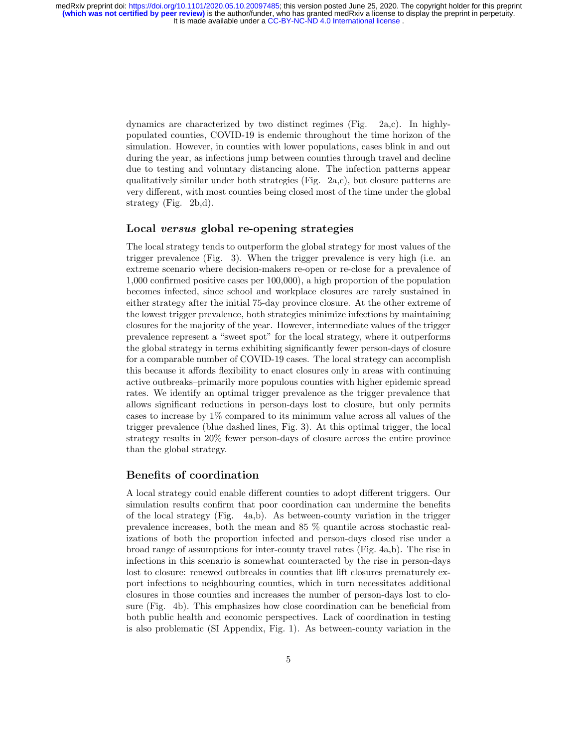dynamics are characterized by two distinct regimes (Fig. 2a,c). In highly-populated counties, COVID-19 is endemic throughout the time horizon of the simulation. However, in counties with lower populations, cases blink in and out during the year, as infections jump between counties through travel and decline due to testing and voluntary distancing alone. The infection patterns appear qualitatively similar under both strategies (Fig. 2a,c), but closure patterns are very different, with most counties being closed most of the time under the global strategy (Fig. 2b,d).

## Local *versus* global re-opening strategies

The local strategy tends to outperform the global strategy for most values of the trigger prevalence (Fig. 3). When the trigger prevalence is very high (i.e. an extreme scenario where decision-makers re-open or re-close for a prevalence of 1,000 confirmed positive cases per 100,000), a high proportion of the population becomes infected, since school and workplace closures are rarely sustained in either strategy after the initial 75-day province closure. At the other extreme of the lowest trigger prevalence, both strategies minimize infections by maintaining closures for the majority of the year. However, intermediate values of the trigger prevalence represent a "sweet spot" for the local strategy, where it outperforms the global strategy in terms exhibiting significantly fewer person-days of closure for a comparable number of COVID-19 cases. The local strategy can accomplish this because it affords flexibility to enact closures only in areas with continuing active outbreaks–primarily more populous counties with higher epidemic spread rates. We identify an optimal trigger prevalence as the trigger prevalence that allows significant reductions in person-days lost to closure, but only permits cases to increase by 1% compared to its minimum value across all values of the trigger prevalence (blue dashed lines, Fig. 3). At this optimal trigger, the local strategy results in 20% fewer person-days of closure across the entire province than the global strategy.

## Benefits of coordination

A local strategy could enable different counties to adopt different triggers. Our simulation results confirm that poor coordination can undermine the benefits of the local strategy (Fig. 4a,b). As between-county variation in the trigger prevalence increases, both the mean and 85 % quantile across stochastic realizations of both the proportion infected and person-days closed rise under a broad range of assumptions for inter-county travel rates (Fig. 4a,b). The rise in infections in this scenario is somewhat counteracted by the rise in person-days lost to closure: renewed outbreaks in counties that lift closures prematurely export infections to neighbouring counties, which in turn necessitates additional closures in those counties and increases the number of person-days lost to closure (Fig. 4b). This emphasizes how close coordination can be beneficial from both public health and economic perspectives. Lack of coordination in testing is also problematic (SI Appendix, Fig. 1). As between-county variation in the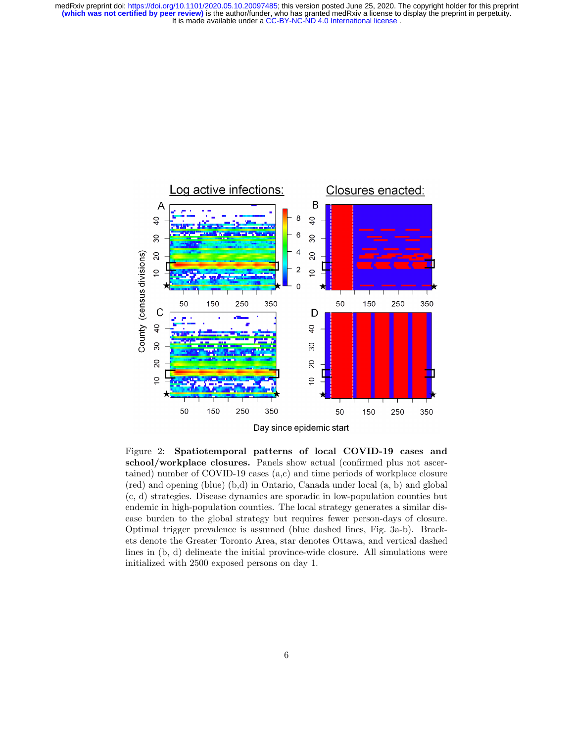Figure 2: **Spatiotemporal patterns of local COVID-19 cases and school/workplace closures.** Panels show actual (confirmed plus not ascertained) number of COVID-19 cases (a,c) and time periods of workplace closure (red) and opening (blue) (b,d) in Ontario, Canada under local (a, b) and global (c, d) strategies. Disease dynamics are sporadic in low-population counties but endemic in high-population counties. The local strategy generates a similar disease burden to the global strategy but requires fewer person-days of closure. Optimal trigger prevalence is assumed (blue dashed lines, Fig. 3a-b). Brackets denote the Greater Toronto Area, star denotes Ottawa, and vertical dashed lines in (b, d) delineate the initial province-wide closure. All simulations were initialized with 2500 exposed persons on day 1.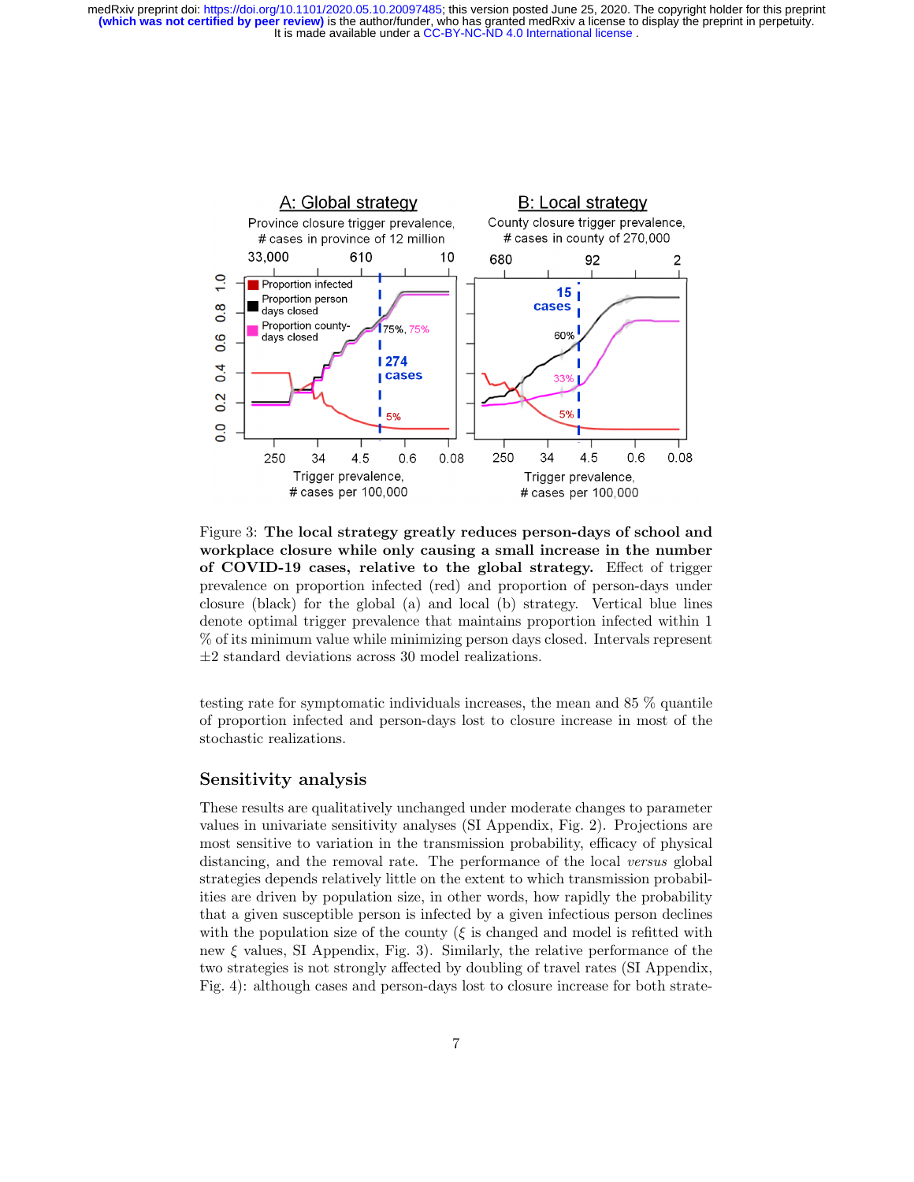Figure 3: **The local strategy greatly reduces person-days of school and workplace closure while only causing a small increase in the number of COVID-19 cases, relative to the global strategy.** Effect of trigger prevalence on proportion infected (red) and proportion of person-days under closure (black) for the global (a) and local (b) strategy. Vertical blue lines denote optimal trigger prevalence that maintains proportion infected within 1 % of its minimum value while minimizing person days closed. Intervals represent $\pm 2$ standard deviations across 30 model realizations.

testing rate for symptomatic individuals increases, the mean and 85 % quantile of proportion infected and person-days lost to closure increase in most of the stochastic realizations.

## Sensitivity analysis

These results are qualitatively unchanged under moderate changes to parameter values in univariate sensitivity analyses (SI Appendix, Fig. 2). Projections are most sensitive to variation in the transmission probability, efficacy of physical distancing, and the removal rate. The performance of the local *versus* global strategies depends relatively little on the extent to which transmission probabilities are driven by population size, in other words, how rapidly the probability that a given susceptible person is infected by a given infectious person declines with the population size of the county ($\xi$ is changed and model is refitted with new $\xi$ values, SI Appendix, Fig. 3). Similarly, the relative performance of the two strategies is not strongly affected by doubling of travel rates (SI Appendix, Fig. 4): although cases and person-days lost to closure increase for both strate-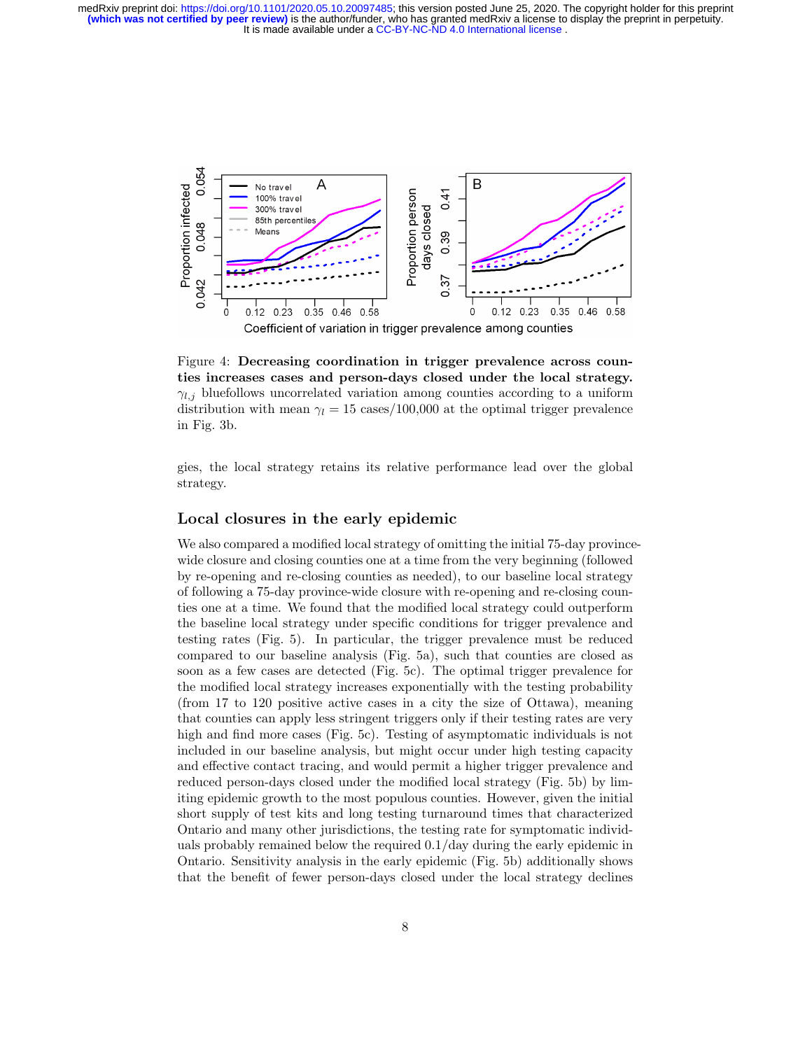Figure 4: **Decreasing coordination in trigger prevalence across counties increases cases and person-days closed under the local strategy.** $\gamma_{l,j}$ bluefollows uncorrelated variation among counties according to a uniform distribution with mean $\gamma_l = 15$ cases/100,000 at the optimal trigger prevalence in Fig. 3b.

gies, the local strategy retains its relative performance lead over the global strategy.

## Local closures in the early epidemic

We also compared a modified local strategy of omitting the initial 75-day province-wide closure and closing counties one at a time from the very beginning (followed by re-opening and re-closing counties as needed), to our baseline local strategy of following a 75-day province-wide closure with re-opening and re-closing counties one at a time. We found that the modified local strategy could outperform the baseline local strategy under specific conditions for trigger prevalence and testing rates (Fig. 5). In particular, the trigger prevalence must be reduced compared to our baseline analysis (Fig. 5a), such that counties are closed as soon as a few cases are detected (Fig. 5c). The optimal trigger prevalence for the modified local strategy increases exponentially with the testing probability (from 17 to 120 positive active cases in a city the size of Ottawa), meaning that counties can apply less stringent triggers only if their testing rates are very high and find more cases (Fig. 5c). Testing of asymptomatic individuals is not included in our baseline analysis, but might occur under high testing capacity and effective contact tracing, and would permit a higher trigger prevalence and reduced person-days closed under the modified local strategy (Fig. 5b) by limiting epidemic growth to the most populous counties. However, given the initial short supply of test kits and long testing turnaround times that characterized Ontario and many other jurisdictions, the testing rate for symptomatic individuals probably remained below the required 0.1/day during the early epidemic in Ontario. Sensitivity analysis in the early epidemic (Fig. 5b) additionally shows that the benefit of fewer person-days closed under the local strategy declines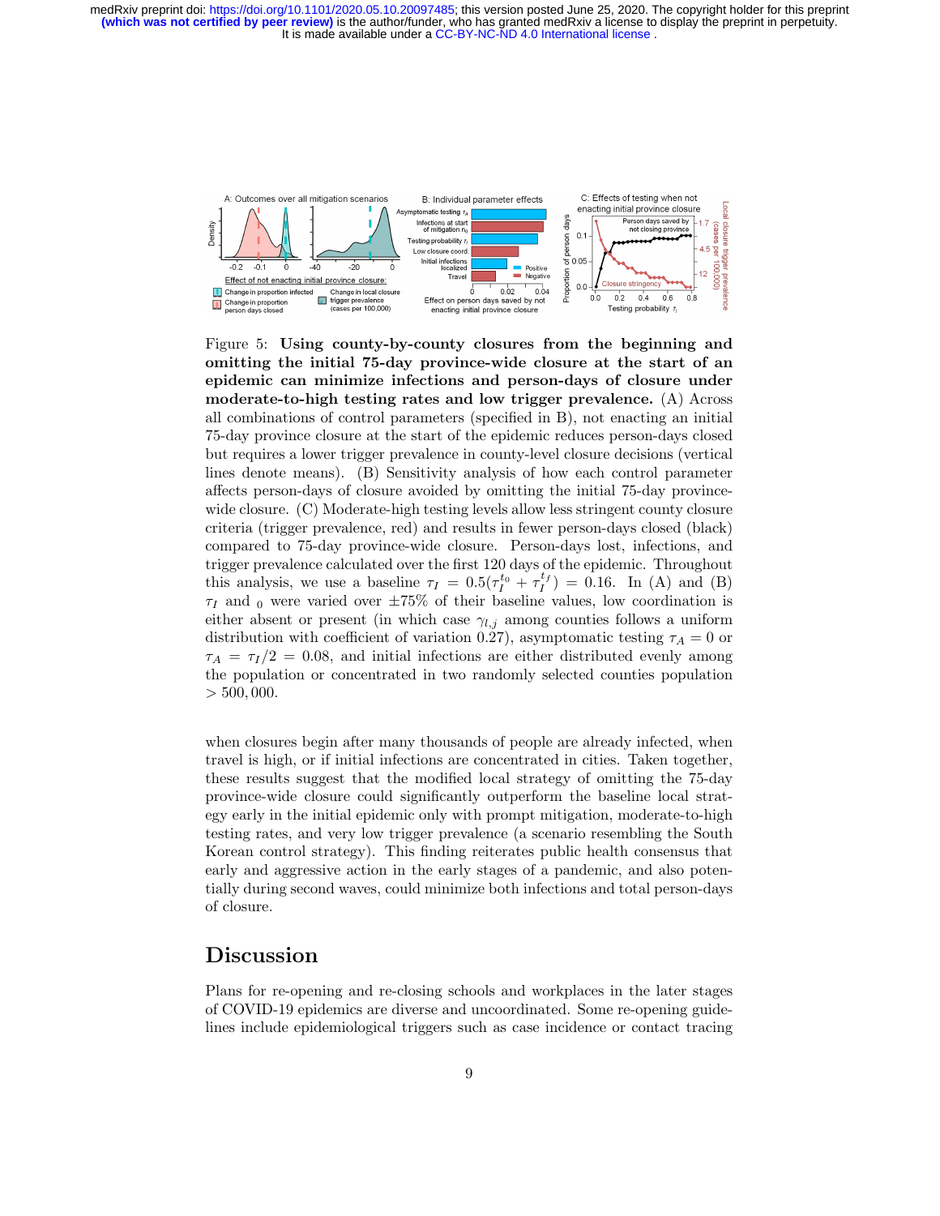Figure 5: **Using county-by-county closures from the beginning and omitting the initial 75-day province-wide closure at the start of an epidemic can minimize infections and person-days of closure under moderate-to-high testing rates and low trigger prevalence.** (A) Across all combinations of control parameters (specified in B), not enacting an initial 75-day province closure at the start of the epidemic reduces person-days closed but requires a lower trigger prevalence in county-level closure decisions (vertical lines denote means). (B) Sensitivity analysis of how each control parameter affects person-days of closure avoided by omitting the initial 75-day province-wide closure. (C) Moderate-high testing levels allow less stringent county closure criteria (trigger prevalence, red) and results in fewer person-days closed (black) compared to 75-day province-wide closure. Person-days lost, infections, and trigger prevalence calculated over the first 120 days of the epidemic. Throughout this analysis, we use a baseline $\tau_I = 0.5(\tau_I^{t_0} + \tau_I^{t_f}) = 0.16$. In (A) and (B) $\tau_I$ and $_0$ were varied over $\pm 75\%$ of their baseline values, low coordination is either absent or present (in which case $\gamma_{l,j}$ among counties follows a uniform distribution with coefficient of variation 0.27), asymptomatic testing $\tau_A = 0$ or $\tau_A = \tau_I/2 = 0.08$, and initial infections are either distributed evenly among the population or concentrated in two randomly selected counties population $> 500,000$.

when closures begin after many thousands of people are already infected, when travel is high, or if initial infections are concentrated in cities. Taken together, these results suggest that the modified local strategy of omitting the 75-day province-wide closure could significantly outperform the baseline local strategy early in the initial epidemic only with prompt mitigation, moderate-to-high testing rates, and very low trigger prevalence (a scenario resembling the South Korean control strategy). This finding reiterates public health consensus that early and aggressive action in the early stages of a pandemic, and also potentially during second waves, could minimize both infections and total person-days of closure.

## Discussion

Plans for re-opening and re-closing schools and workplaces in the later stages of COVID-19 epidemics are diverse and uncoordinated. Some re-opening guidelines include epidemiological triggers such as case incidence or contact tracing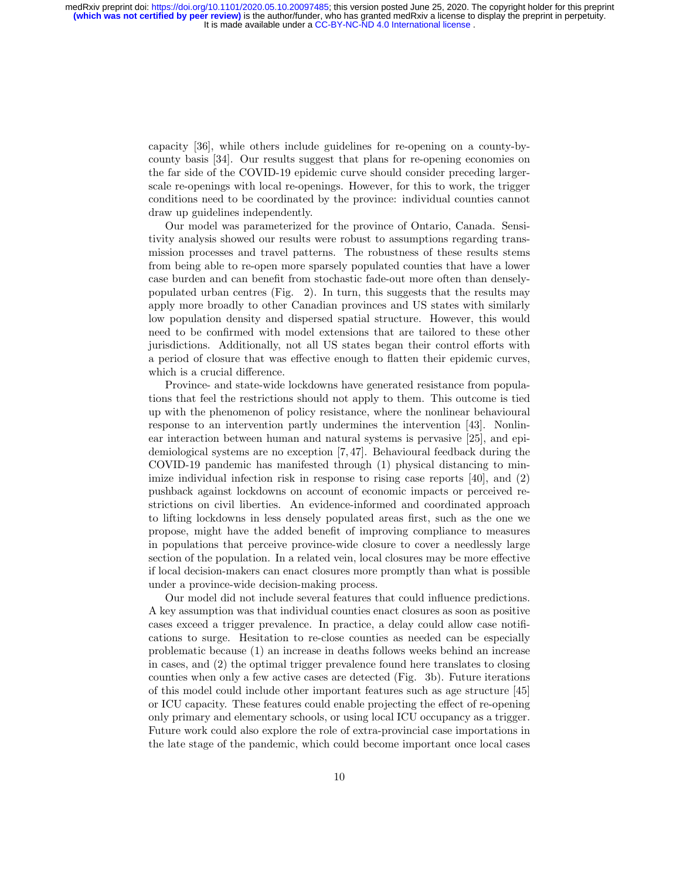capacity [36], while others include guidelines for re-opening on a county-by-county basis [34]. Our results suggest that plans for re-opening economies on the far side of the COVID-19 epidemic curve should consider preceding larger-scale re-openings with local re-openings. However, for this to work, the trigger conditions need to be coordinated by the province: individual counties cannot draw up guidelines independently.

Our model was parameterized for the province of Ontario, Canada. Sensitivity analysis showed our results were robust to assumptions regarding transmission processes and travel patterns. The robustness of these results stems from being able to re-open more sparsely populated counties that have a lower case burden and can benefit from stochastic fade-out more often than densely-populated urban centres (Fig. 2). In turn, this suggests that the results may apply more broadly to other Canadian provinces and US states with similarly low population density and dispersed spatial structure. However, this would need to be confirmed with model extensions that are tailored to these other jurisdictions. Additionally, not all US states began their control efforts with a period of closure that was effective enough to flatten their epidemic curves, which is a crucial difference.

Province- and state-wide lockdowns have generated resistance from populations that feel the restrictions should not apply to them. This outcome is tied up with the phenomenon of policy resistance, where the nonlinear behavioural response to an intervention partly undermines the intervention [43]. Nonlinear interaction between human and natural systems is pervasive [25], and epidemiological systems are no exception [7, 47]. Behavioural feedback during the COVID-19 pandemic has manifested through (1) physical distancing to minimize individual infection risk in response to rising case reports [40], and (2) pushback against lockdowns on account of economic impacts or perceived restrictions on civil liberties. An evidence-informed and coordinated approach to lifting lockdowns in less densely populated areas first, such as the one we propose, might have the added benefit of improving compliance to measures in populations that perceive province-wide closure to cover a needlessly large section of the population. In a related vein, local closures may be more effective if local decision-makers can enact closures more promptly than what is possible under a province-wide decision-making process.

Our model did not include several features that could influence predictions. A key assumption was that individual counties enact closures as soon as positive cases exceed a trigger prevalence. In practice, a delay could allow case notifications to surge. Hesitation to re-close counties as needed can be especially problematic because (1) an increase in deaths follows weeks behind an increase in cases, and (2) the optimal trigger prevalence found here translates to closing counties when only a few active cases are detected (Fig. 3b). Future iterations of this model could include other important features such as age structure [45] or ICU capacity. These features could enable projecting the effect of re-opening only primary and elementary schools, or using local ICU occupancy as a trigger. Future work could also explore the role of extra-provincial case importations in the late stage of the pandemic, which could become important once local cases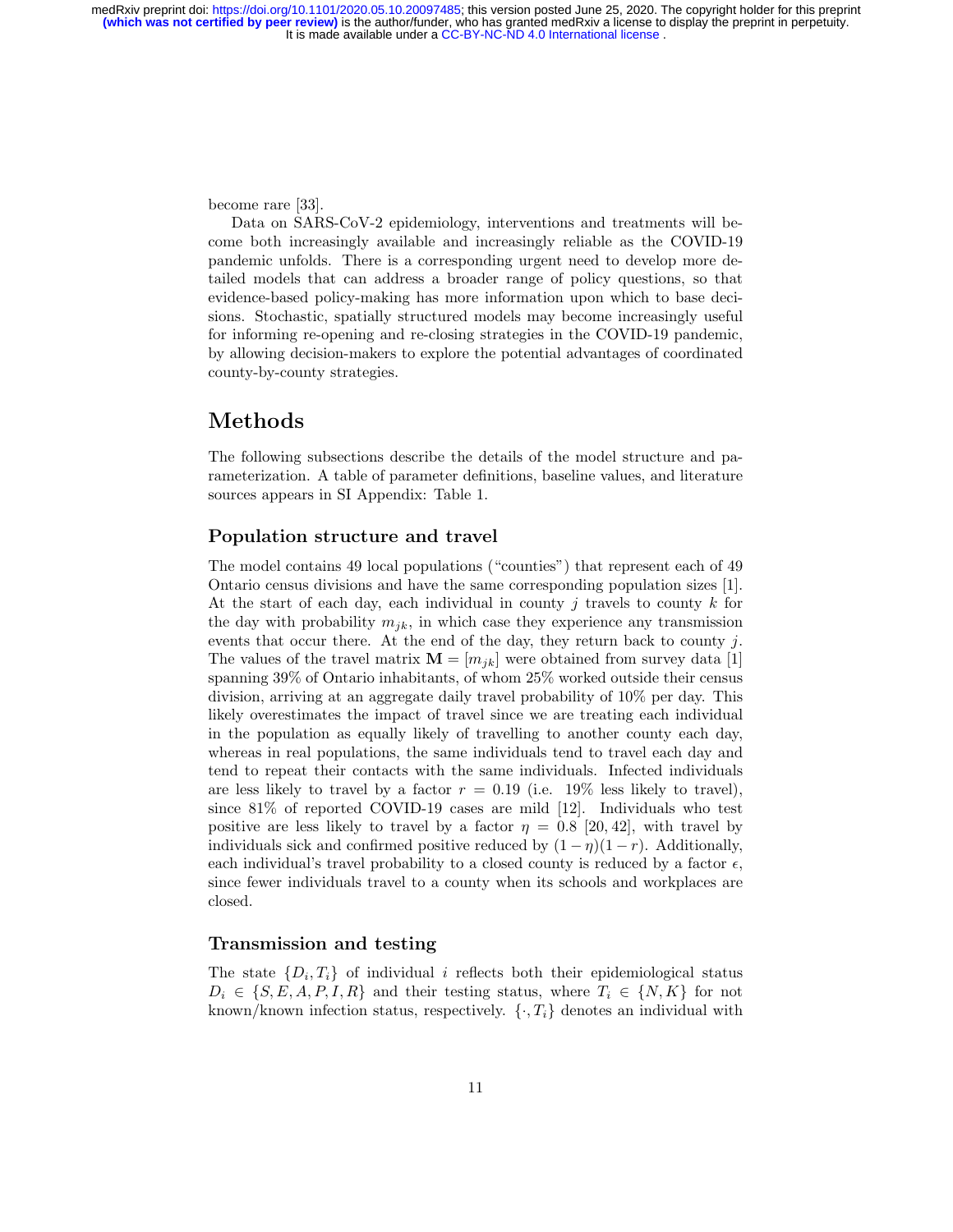become rare [33].

Data on SARS-CoV-2 epidemiology, interventions and treatments will become both increasingly available and increasingly reliable as the COVID-19 pandemic unfolds. There is a corresponding urgent need to develop more detailed models that can address a broader range of policy questions, so that evidence-based policy-making has more information upon which to base decisions. Stochastic, spatially structured models may become increasingly useful for informing re-opening and re-closing strategies in the COVID-19 pandemic, by allowing decision-makers to explore the potential advantages of coordinated county-by-county strategies.

# Methods

The following subsections describe the details of the model structure and parameterization. A table of parameter definitions, baseline values, and literature sources appears in SI Appendix: Table 1.

## Population structure and travel

The model contains 49 local populations ("counties") that represent each of 49 Ontario census divisions and have the same corresponding population sizes [1]. At the start of each day, each individual in county $j$ travels to county $k$ for the day with probability $m_{jk}$, in which case they experience any transmission events that occur there. At the end of the day, they return back to county $j$. The values of the travel matrix $\mathbf{M} = [m_{jk}]$ were obtained from survey data [1] spanning 39% of Ontario inhabitants, of whom 25% worked outside their census division, arriving at an aggregate daily travel probability of 10% per day. This likely overestimates the impact of travel since we are treating each individual in the population as equally likely of travelling to another county each day, whereas in real populations, the same individuals tend to travel each day and tend to repeat their contacts with the same individuals. Infected individuals are less likely to travel by a factor $r = 0.19$ (i.e. 19% less likely to travel), since 81% of reported COVID-19 cases are mild [12]. Individuals who test positive are less likely to travel by a factor $\eta = 0.8$ [20, 42], with travel by individuals sick and confirmed positive reduced by $(1 - \eta)(1 - r)$. Additionally, each individual's travel probability to a closed county is reduced by a factor $\epsilon$, since fewer individuals travel to a county when its schools and workplaces are closed.

## Transmission and testing

The state $\{D_i, T_i\}$ of individual $i$ reflects both their epidemiological status $D_i \in \{S, E, A, P, I, R\}$ and their testing status, where $T_i \in \{N, K\}$ for not known/known infection status, respectively. $\{\cdot, T_i\}$ denotes an individual with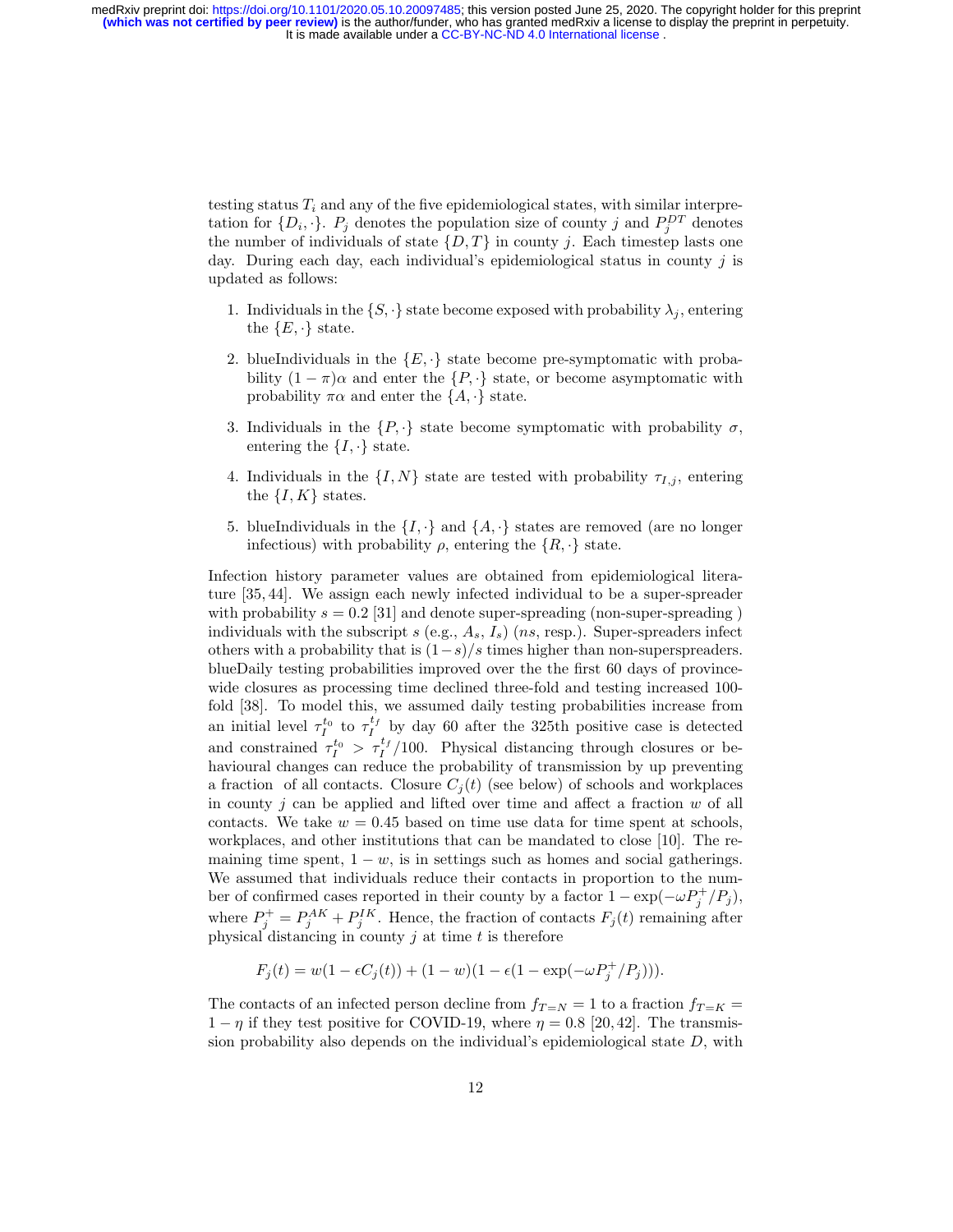testing status $T_i$ and any of the five epidemiological states, with similar interpretation for $\{D_i, \cdot\}$. $P_j$ denotes the population size of county $j$ and $P_j^{DT}$ denotes the number of individuals of state $\{D, T\}$ in county $j$. Each timestep lasts one day. During each day, each individual's epidemiological status in county $j$ is updated as follows:

1. Individuals in the $\{S, \cdot\}$ state become exposed with probability $\lambda_j$, entering the $\{E, \cdot\}$ state.
2. blueIndividuals in the $\{E, \cdot\}$ state become pre-symptomatic with probability $(1 - \pi)\alpha$ and enter the $\{P, \cdot\}$ state, or become asymptomatic with probability $\pi\alpha$ and enter the $\{A, \cdot\}$ state.
3. Individuals in the $\{P, \cdot\}$ state become symptomatic with probability $\sigma$, entering the $\{I, \cdot\}$ state.
4. Individuals in the $\{I, N\}$ state are tested with probability $\tau_{I,j}$, entering the $\{I, K\}$ states.
5. blueIndividuals in the $\{I, \cdot\}$ and $\{A, \cdot\}$ states are removed (are no longer infectious) with probability $\rho$, entering the $\{R, \cdot\}$ state.

Infection history parameter values are obtained from epidemiological literature [35, 44]. We assign each newly infected individual to be a super-spreader with probability $s = 0.2$ [31] and denote super-spreading (non-super-spreading ) individuals with the subscript $s$ (e.g., $A_s$, $I_s$) ($ns$, resp.). Super-spreaders infect others with a probability that is $(1-s)/s$ times higher than non-superspreaders. blueDaily testing probabilities improved over the the first 60 days of province-wide closures as processing time declined three-fold and testing increased 100-fold [38]. To model this, we assumed daily testing probabilities increase from an initial level $\tau_I^{t_0}$ to $\tau_I^{t_f}$ by day 60 after the 325th positive case is detected and constrained $\tau_I^{t_0} > \tau_I^{t_f}/100$. Physical distancing through closures or behavioural changes can reduce the probability of transmission by up preventing a fraction of all contacts. Closure $C_j(t)$ (see below) of schools and workplaces in county $j$ can be applied and lifted over time and affect a fraction $w$ of all contacts. We take $w = 0.45$ based on time use data for time spent at schools, workplaces, and other institutions that can be mandated to close [10]. The remaining time spent, $1 - w$, is in settings such as homes and social gatherings. We assumed that individuals reduce their contacts in proportion to the number of confirmed cases reported in their county by a factor $1 - \exp(-\omega P_j^+/P_j)$, where $P_j^+ = P_j^{AK} + P_j^{IK}$. Hence, the fraction of contacts $F_j(t)$ remaining after physical distancing in county $j$ at time $t$ is therefore

$$F_j(t) = w(1 - \epsilon C_j(t)) + (1 - w)(1 - \epsilon(1 - \exp(-\omega P_j^+/P_j))).$$

The contacts of an infected person decline from $f_{T=N} = 1$ to a fraction $f_{T=K} = 1 - \eta$ if they test positive for COVID-19, where $\eta = 0.8$ [20, 42]. The transmission probability also depends on the individual's epidemiological state $D$, with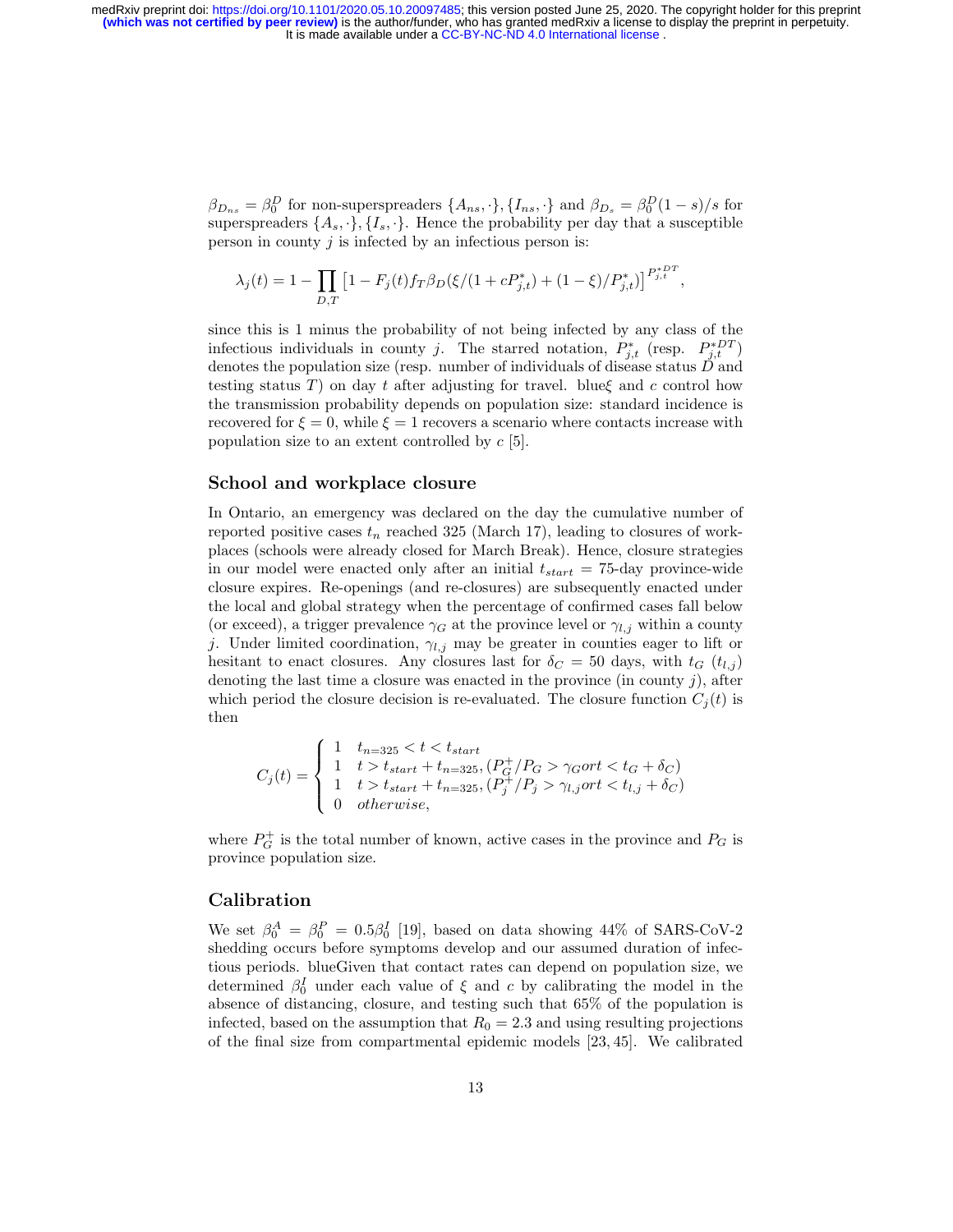$\beta_{D_{ns}} = \beta_0^D$ for non-superspreaders $\{A_{ns}, \cdot\}, \{I_{ns}, \cdot\}$ and $\beta_{D_s} = \beta_0^D(1-s)/s$ for superspreaders $\{A_s, \cdot\}, \{I_s, \cdot\}$. Hence the probability per day that a susceptible person in county $j$ is infected by an infectious person is:

$$\lambda_j(t) = 1 - \prod_{D,T} \left[1 - F_j(t) f_T \beta_D (\xi/(1 + cP^*_{j,t}) + (1-\xi)/P^*_{j,t})\right]^{P^{*DT}_{j,t}},$$

since this is 1 minus the probability of not being infected by any class of the infectious individuals in county $j$. The starred notation, $P^*_{j,t}$ (resp. $P^{*DT}_{j,t}$) denotes the population size (resp. number of individuals of disease status $D$ and testing status $T$) on day $t$ after adjusting for travel. blue$\xi$ and $c$ control how the transmission probability depends on population size: standard incidence is recovered for $\xi = 0$, while $\xi = 1$ recovers a scenario where contacts increase with population size to an extent controlled by $c$ [5].

## School and workplace closure

In Ontario, an emergency was declared on the day the cumulative number of reported positive cases $t_n$ reached 325 (March 17), leading to closures of workplaces (schools were already closed for March Break). Hence, closure strategies in our model were enacted only after an initial $t_{start} = 75$-day province-wide closure expires. Re-openings (and re-closures) are subsequently enacted under the local and global strategy when the percentage of confirmed cases fall below (or exceed), a trigger prevalence $\gamma_G$ at the province level or $\gamma_{l,j}$ within a county $j$. Under limited coordination, $\gamma_{l,j}$ may be greater in counties eager to lift or hesitant to enact closures. Any closures last for $\delta_C = 50$ days, with $t_G$ ($t_{l,j}$) denoting the last time a closure was enacted in the province (in county $j$), after which period the closure decision is re-evaluated. The closure function $C_j(t)$ is then

$$C_j(t) = \begin{cases} 1 & t_{n=325} < t < t_{start} \\ 1 & t > t_{start} + t_{n=325}, (P_G^+/P_G > \gamma_G or t < t_G + \delta_C) \\ 1 & t > t_{start} + t_{n=325}, (P_j^+/P_j > \gamma_{l,j} or t < t_{l,j} + \delta_C) \\ 0 & otherwise, \end{cases}$$

where $P_G^+$ is the total number of known, active cases in the province and $P_G$ is province population size.

## Calibration

We set $\beta_0^A = \beta_0^P = 0.5\beta_0^I$ [19], based on data showing 44% of SARS-CoV-2 shedding occurs before symptoms develop and our assumed duration of infectious periods. blueGiven that contact rates can depend on population size, we determined $\beta_0^I$ under each value of $\xi$ and $c$ by calibrating the model in the absence of distancing, closure, and testing such that 65% of the population is infected, based on the assumption that $R_0 = 2.3$ and using resulting projections of the final size from compartmental epidemic models [23, 45]. We calibrated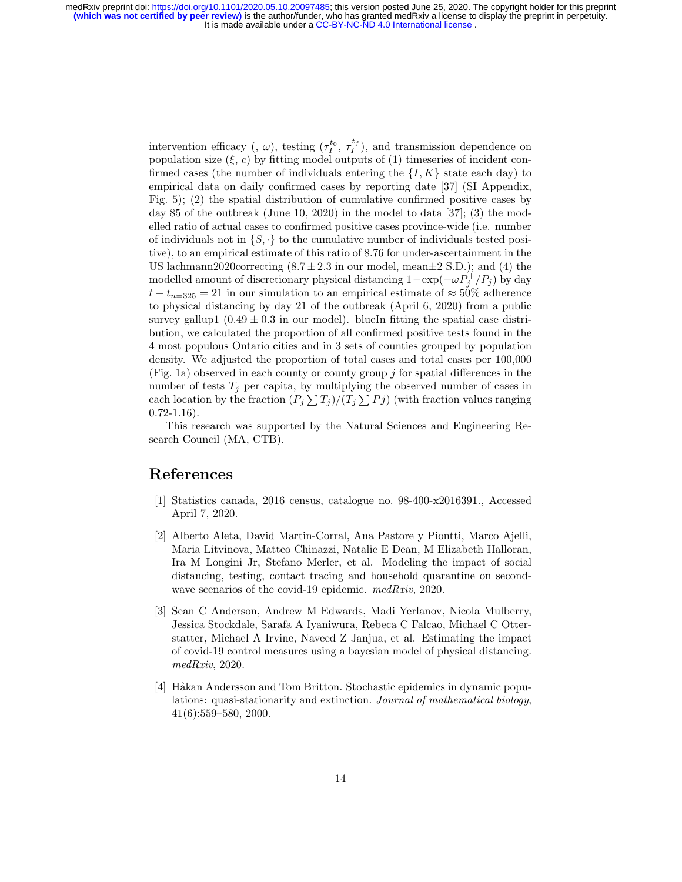intervention efficacy (, $\omega$), testing ($\tau_I^{t_0}$, $\tau_I^{t_f}$), and transmission dependence on population size ($\xi$, $c$) by fitting model outputs of (1) timeseries of incident confirmed cases (the number of individuals entering the $\{I, K\}$ state each day) to empirical data on daily confirmed cases by reporting date [37] (SI Appendix, Fig. 5); (2) the spatial distribution of cumulative confirmed positive cases by day 85 of the outbreak (June 10, 2020) in the model to data [37]; (3) the modelled ratio of actual cases to confirmed positive cases province-wide (i.e. number of individuals not in $\{S, \cdot\}$ to the cumulative number of individuals tested positive), to an empirical estimate of this ratio of 8.76 for under-ascertainment in the US lachmann2020correcting ($8.7 \pm 2.3$ in our model, mean$\pm$2 S.D.); and (4) the modelled amount of discretionary physical distancing $1-\exp(-\omega P_j^+/P_j)$ by day $t - t_{n=325} = 21$ in our simulation to an empirical estimate of $\approx 50\%$ adherence to physical distancing by day 21 of the outbreak (April 6, 2020) from a public survey gallup1 ($0.49 \pm 0.3$ in our model). blueIn fitting the spatial case distribution, we calculated the proportion of all confirmed positive tests found in the 4 most populous Ontario cities and in 3 sets of counties grouped by population density. We adjusted the proportion of total cases and total cases per 100,000 (Fig. 1a) observed in each county or county group $j$ for spatial differences in the number of tests $T_j$ per capita, by multiplying the observed number of cases in each location by the fraction $(P_j \sum T_j)/(T_j \sum Pj)$ (with fraction values ranging 0.72-1.16).

This research was supported by the Natural Sciences and Engineering Research Council (MA, CTB).

# References

[1] Statistics canada, 2016 census, catalogue no. 98-400-x2016391., Accessed April 7, 2020.

[2] Alberto Aleta, David Martin-Corral, Ana Pastore y Piontti, Marco Ajelli, Maria Litvinova, Matteo Chinazzi, Natalie E Dean, M Elizabeth Halloran, Ira M Longini Jr, Stefano Merler, et al. Modeling the impact of social distancing, testing, contact tracing and household quarantine on second-wave scenarios of the covid-19 epidemic. *medRxiv*, 2020.

[3] Sean C Anderson, Andrew M Edwards, Madi Yerlanov, Nicola Mulberry, Jessica Stockdale, Sarafa A Iyaniwura, Rebeca C Falcao, Michael C Otterstatter, Michael A Irvine, Naveed Z Janjua, et al. Estimating the impact of covid-19 control measures using a bayesian model of physical distancing. *medRxiv*, 2020.

[4] Håkan Andersson and Tom Britton. Stochastic epidemics in dynamic populations: quasi-stationarity and extinction. *Journal of mathematical biology*, 41(6):559–580, 2000.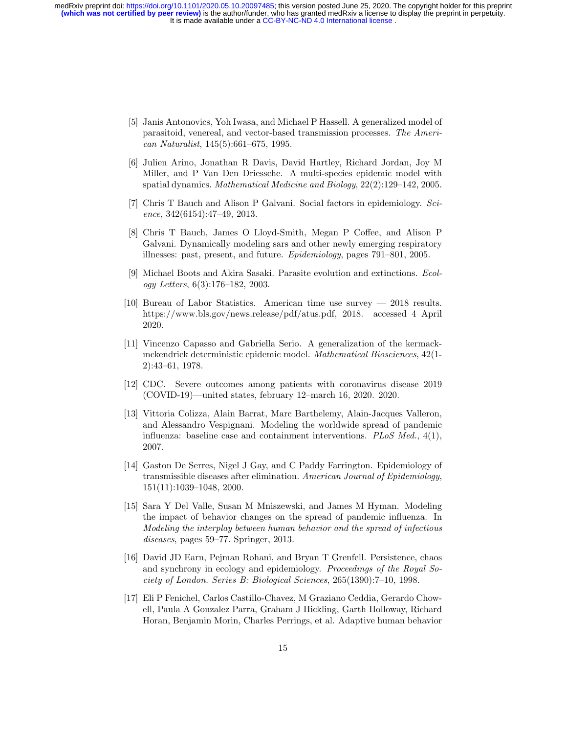[5] Janis Antonovics, Yoh Iwasa, and Michael P Hassell. A generalized model of parasitoid, venereal, and vector-based transmission processes. *The American Naturalist*, 145(5):661–675, 1995.

[6] Julien Arino, Jonathan R Davis, David Hartley, Richard Jordan, Joy M Miller, and P Van Den Driessche. A multi-species epidemic model with spatial dynamics. *Mathematical Medicine and Biology*, 22(2):129–142, 2005.

[7] Chris T Bauch and Alison P Galvani. Social factors in epidemiology. *Science*, 342(6154):47–49, 2013.

[8] Chris T Bauch, James O Lloyd-Smith, Megan P Coffee, and Alison P Galvani. Dynamically modeling sars and other newly emerging respiratory illnesses: past, present, and future. *Epidemiology*, pages 791–801, 2005.

[9] Michael Boots and Akira Sasaki. Parasite evolution and extinctions. *Ecology Letters*, 6(3):176–182, 2003.

[10] Bureau of Labor Statistics. American time use survey — 2018 results. https://www.bls.gov/news.release/pdf/atus.pdf, 2018. accessed 4 April 2020.

[11] Vincenzo Capasso and Gabriella Serio. A generalization of the kermack-mckendrick deterministic epidemic model. *Mathematical Biosciences*, 42(1-2):43–61, 1978.

[12] CDC. Severe outcomes among patients with coronavirus disease 2019 (COVID-19)—united states, february 12–march 16, 2020. 2020.

[13] Vittoria Colizza, Alain Barrat, Marc Barthelemy, Alain-Jacques Valleron, and Alessandro Vespignani. Modeling the worldwide spread of pandemic influenza: baseline case and containment interventions. *PLoS Med.*, 4(1), 2007.

[14] Gaston De Serres, Nigel J Gay, and C Paddy Farrington. Epidemiology of transmissible diseases after elimination. *American Journal of Epidemiology*, 151(11):1039–1048, 2000.

[15] Sara Y Del Valle, Susan M Mniszewski, and James M Hyman. Modeling the impact of behavior changes on the spread of pandemic influenza. In *Modeling the interplay between human behavior and the spread of infectious diseases*, pages 59–77. Springer, 2013.

[16] David JD Earn, Pejman Rohani, and Bryan T Grenfell. Persistence, chaos and synchrony in ecology and epidemiology. *Proceedings of the Royal Society of London. Series B: Biological Sciences*, 265(1390):7–10, 1998.

[17] Eli P Fenichel, Carlos Castillo-Chavez, M Graziano Ceddia, Gerardo Chowell, Paula A Gonzalez Parra, Graham J Hickling, Garth Holloway, Richard Horan, Benjamin Morin, Charles Perrings, et al. Adaptive human behavior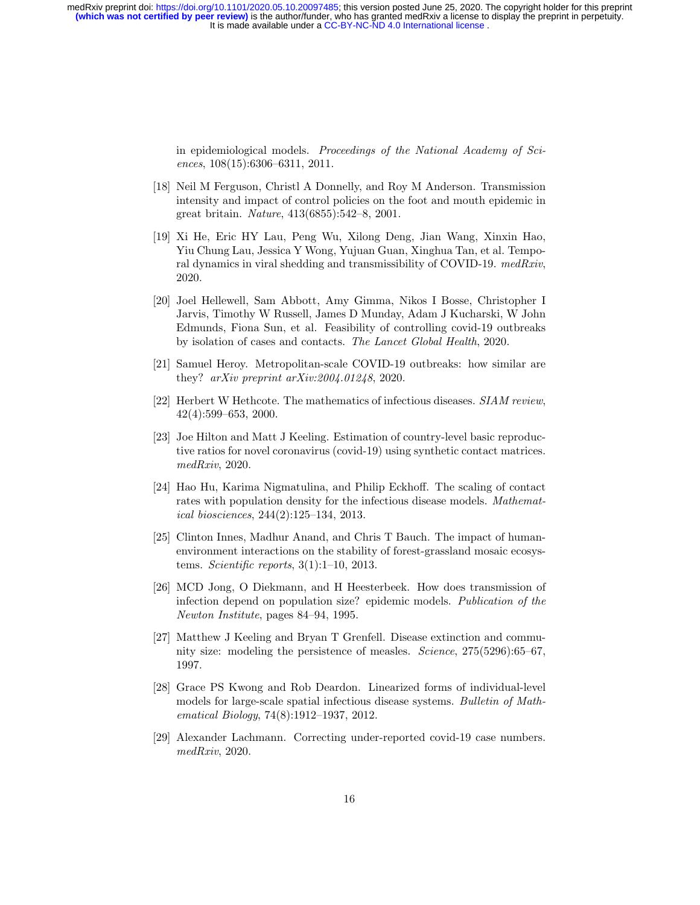in epidemiological models. *Proceedings of the National Academy of Sciences*, 108(15):6306–6311, 2011.

[18] Neil M Ferguson, Christl A Donnelly, and Roy M Anderson. Transmission intensity and impact of control policies on the foot and mouth epidemic in great britain. *Nature*, 413(6855):542–8, 2001.

[19] Xi He, Eric HY Lau, Peng Wu, Xilong Deng, Jian Wang, Xinxin Hao, Yiu Chung Lau, Jessica Y Wong, Yujuan Guan, Xinghua Tan, et al. Temporal dynamics in viral shedding and transmissibility of COVID-19. *medRxiv*, 2020.

[20] Joel Hellewell, Sam Abbott, Amy Gimma, Nikos I Bosse, Christopher I Jarvis, Timothy W Russell, James D Munday, Adam J Kucharski, W John Edmunds, Fiona Sun, et al. Feasibility of controlling covid-19 outbreaks by isolation of cases and contacts. *The Lancet Global Health*, 2020.

[21] Samuel Heroy. Metropolitan-scale COVID-19 outbreaks: how similar are they? *arXiv preprint arXiv:2004.01248*, 2020.

[22] Herbert W Hethcote. The mathematics of infectious diseases. *SIAM review*, 42(4):599–653, 2000.

[23] Joe Hilton and Matt J Keeling. Estimation of country-level basic reproductive ratios for novel coronavirus (covid-19) using synthetic contact matrices. *medRxiv*, 2020.

[24] Hao Hu, Karima Nigmatulina, and Philip Eckhoff. The scaling of contact rates with population density for the infectious disease models. *Mathematical biosciences*, 244(2):125–134, 2013.

[25] Clinton Innes, Madhur Anand, and Chris T Bauch. The impact of human-environment interactions on the stability of forest-grassland mosaic ecosystems. *Scientific reports*, 3(1):1–10, 2013.

[26] MCD Jong, O Diekmann, and H Heesterbeek. How does transmission of infection depend on population size? epidemic models. *Publication of the Newton Institute*, pages 84–94, 1995.

[27] Matthew J Keeling and Bryan T Grenfell. Disease extinction and community size: modeling the persistence of measles. *Science*, 275(5296):65–67, 1997.

[28] Grace PS Kwong and Rob Deardon. Linearized forms of individual-level models for large-scale spatial infectious disease systems. *Bulletin of Mathematical Biology*, 74(8):1912–1937, 2012.

[29] Alexander Lachmann. Correcting under-reported covid-19 case numbers. *medRxiv*, 2020.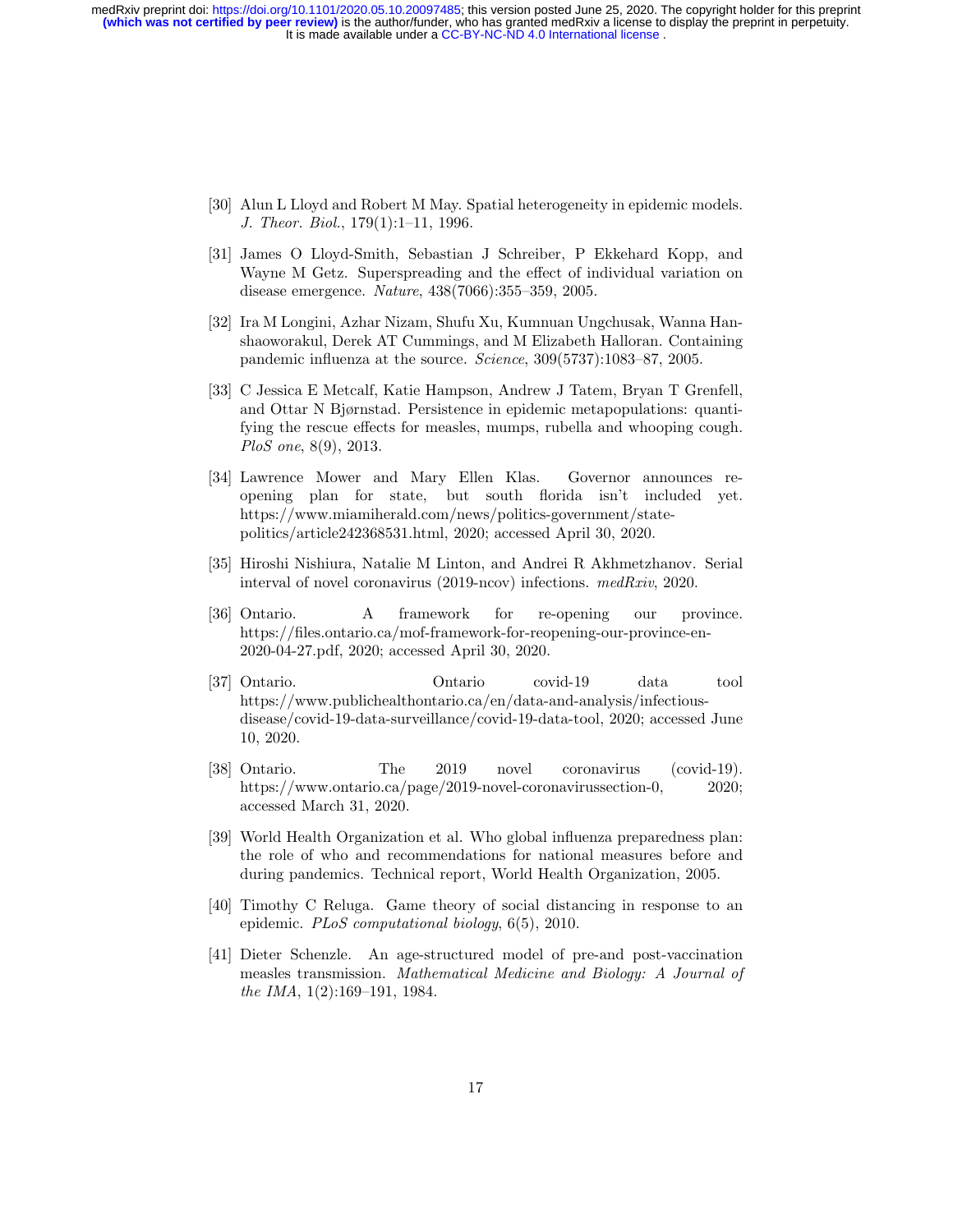[30] Alun L Lloyd and Robert M May. Spatial heterogeneity in epidemic models. *J. Theor. Biol.*, 179(1):1–11, 1996.

[31] James O Lloyd-Smith, Sebastian J Schreiber, P Ekkehard Kopp, and Wayne M Getz. Superspreading and the effect of individual variation on disease emergence. *Nature*, 438(7066):355–359, 2005.

[32] Ira M Longini, Azhar Nizam, Shufu Xu, Kumnuan Ungchusak, Wanna Hanshaoworakul, Derek AT Cummings, and M Elizabeth Halloran. Containing pandemic influenza at the source. *Science*, 309(5737):1083–87, 2005.

[33] C Jessica E Metcalf, Katie Hampson, Andrew J Tatem, Bryan T Grenfell, and Ottar N Bjørnstad. Persistence in epidemic metapopulations: quantifying the rescue effects for measles, mumps, rubella and whooping cough. *PloS one*, 8(9), 2013.

[34] Lawrence Mower and Mary Ellen Klas. Governor announces reopening plan for state, but south florida isn't included yet. https://www.miamiherald.com/news/politics-government/state-politics/article242368531.html, 2020; accessed April 30, 2020.

[35] Hiroshi Nishiura, Natalie M Linton, and Andrei R Akhmetzhanov. Serial interval of novel coronavirus (2019-ncov) infections. *medRxiv*, 2020.

[36] Ontario. A framework for re-opening our province. https://files.ontario.ca/mof-framework-for-reopening-our-province-en-2020-04-27.pdf, 2020; accessed April 30, 2020.

[37] Ontario. Ontario covid-19 data tool https://www.publichealthontario.ca/en/data-and-analysis/infectious-disease/covid-19-data-surveillance/covid-19-data-tool, 2020; accessed June 10, 2020.

[38] Ontario. The 2019 novel coronavirus (covid-19). https://www.ontario.ca/page/2019-novel-coronavirussection-0, 2020; accessed March 31, 2020.

[39] World Health Organization et al. Who global influenza preparedness plan: the role of who and recommendations for national measures before and during pandemics. Technical report, World Health Organization, 2005.

[40] Timothy C Reluga. Game theory of social distancing in response to an epidemic. *PLoS computational biology*, 6(5), 2010.

[41] Dieter Schenzle. An age-structured model of pre-and post-vaccination measles transmission. *Mathematical Medicine and Biology: A Journal of the IMA*, 1(2):169–191, 1984.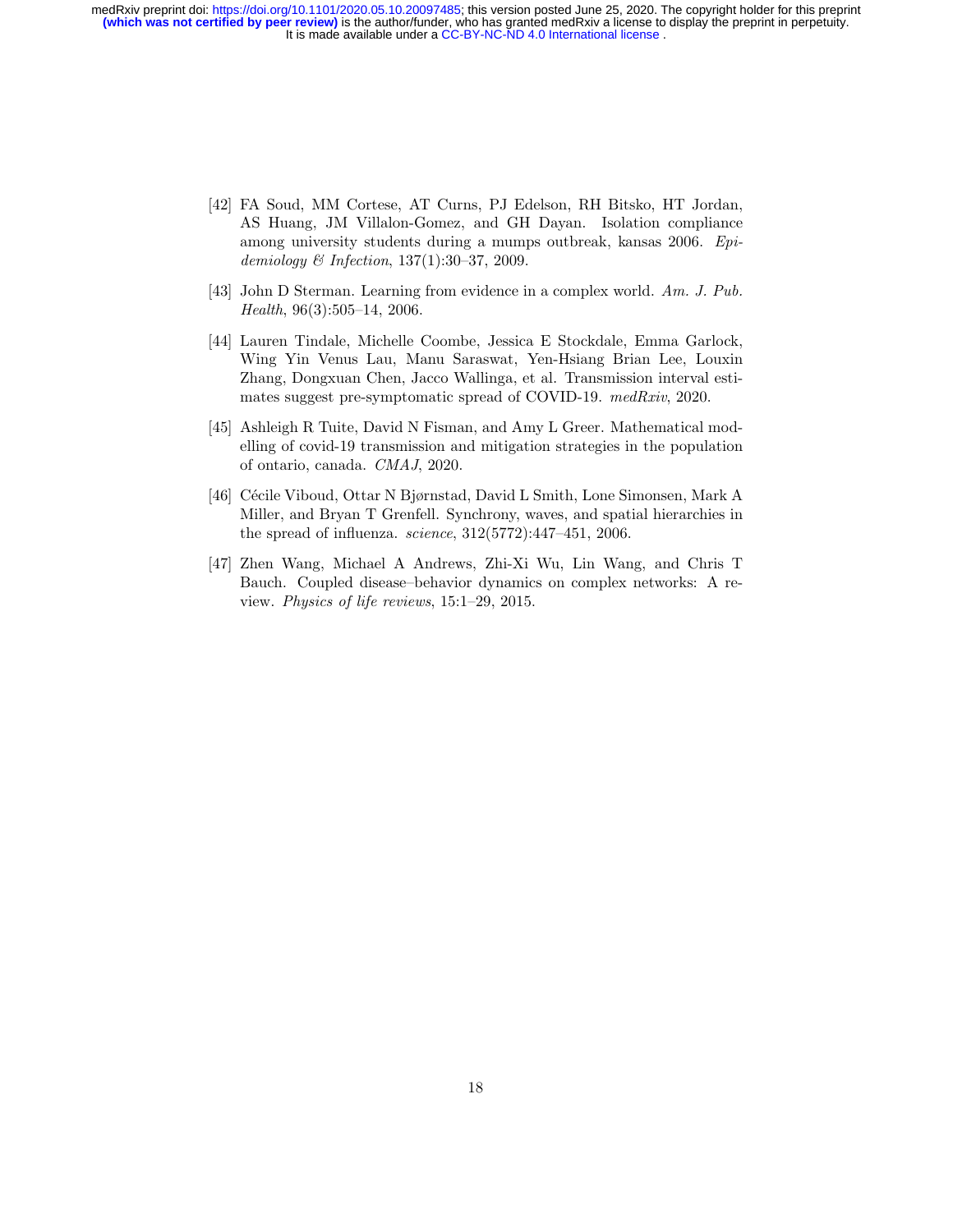[42] FA Soud, MM Cortese, AT Curns, PJ Edelson, RH Bitsko, HT Jordan, AS Huang, JM Villalon-Gomez, and GH Dayan. Isolation compliance among university students during a mumps outbreak, kansas 2006. *Epidemiology & Infection*, 137(1):30–37, 2009.

[43] John D Sterman. Learning from evidence in a complex world. *Am. J. Pub. Health*, 96(3):505–14, 2006.

[44] Lauren Tindale, Michelle Coombe, Jessica E Stockdale, Emma Garlock, Wing Yin Venus Lau, Manu Saraswat, Yen-Hsiang Brian Lee, Louxin Zhang, Dongxuan Chen, Jacco Wallinga, et al. Transmission interval estimates suggest pre-symptomatic spread of COVID-19. *medRxiv*, 2020.

[45] Ashleigh R Tuite, David N Fisman, and Amy L Greer. Mathematical modelling of covid-19 transmission and mitigation strategies in the population of ontario, canada. *CMAJ*, 2020.

[46] Cécile Viboud, Ottar N Bjørnstad, David L Smith, Lone Simonsen, Mark A Miller, and Bryan T Grenfell. Synchrony, waves, and spatial hierarchies in the spread of influenza. *science*, 312(5772):447–451, 2006.

[47] Zhen Wang, Michael A Andrews, Zhi-Xi Wu, Lin Wang, and Chris T Bauch. Coupled disease–behavior dynamics on complex networks: A review. *Physics of life reviews*, 15:1–29, 2015.